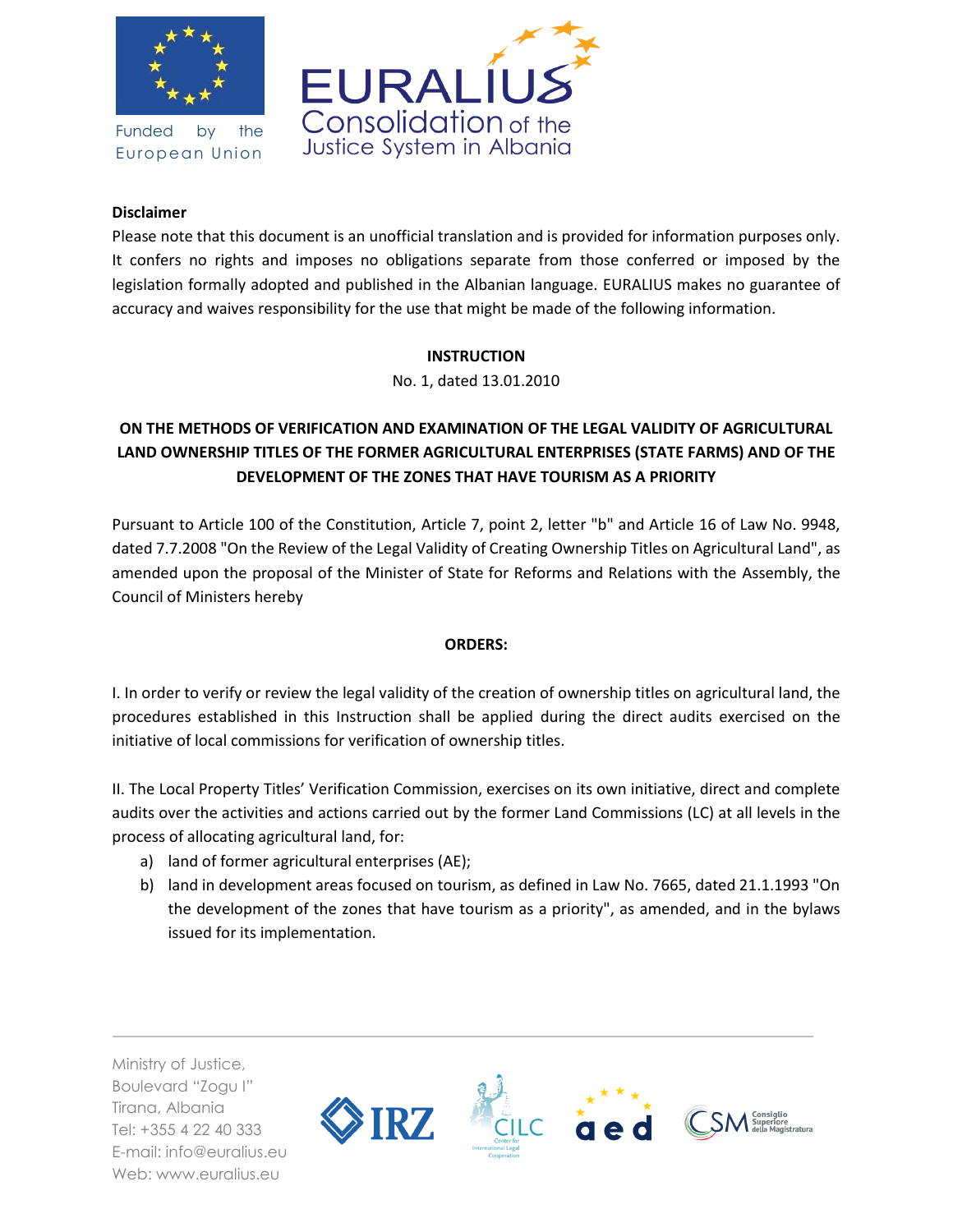Funded by the European Union

EURALIUS
Consolidation of the Justice System in Albania

**Disclaimer**

Please note that this document is an unofficial translation and is provided for information purposes only. It confers no rights and imposes no obligations separate from those conferred or imposed by the legislation formally adopted and published in the Albanian language. EURALIUS makes no guarantee of accuracy and waives responsibility for the use that might be made of the following information.

**INSTRUCTION**

No. 1, dated 13.01.2010

**ON THE METHODS OF VERIFICATION AND EXAMINATION OF THE LEGAL VALIDITY OF AGRICULTURAL LAND OWNERSHIP TITLES OF THE FORMER AGRICULTURAL ENTERPRISES (STATE FARMS) AND OF THE DEVELOPMENT OF THE ZONES THAT HAVE TOURISM AS A PRIORITY**

Pursuant to Article 100 of the Constitution, Article 7, point 2, letter "b" and Article 16 of Law No. 9948, dated 7.7.2008 "On the Review of the Legal Validity of Creating Ownership Titles on Agricultural Land", as amended upon the proposal of the Minister of State for Reforms and Relations with the Assembly, the Council of Ministers hereby

**ORDERS:**

I. In order to verify or review the legal validity of the creation of ownership titles on agricultural land, the procedures established in this Instruction shall be applied during the direct audits exercised on the initiative of local commissions for verification of ownership titles.

II. The Local Property Titles' Verification Commission, exercises on its own initiative, direct and complete audits over the activities and actions carried out by the former Land Commissions (LC) at all levels in the process of allocating agricultural land, for:

a) land of former agricultural enterprises (AE);
b) land in development areas focused on tourism, as defined in Law No. 7665, dated 21.1.1993 "On the development of the zones that have tourism as a priority", as amended, and in the bylaws issued for its implementation.

Ministry of Justice,
Boulevard "Zogu I"
Tirana, Albania
Tel: +355 4 22 40 333
E-mail: info@euralius.eu
Web: www.euralius.eu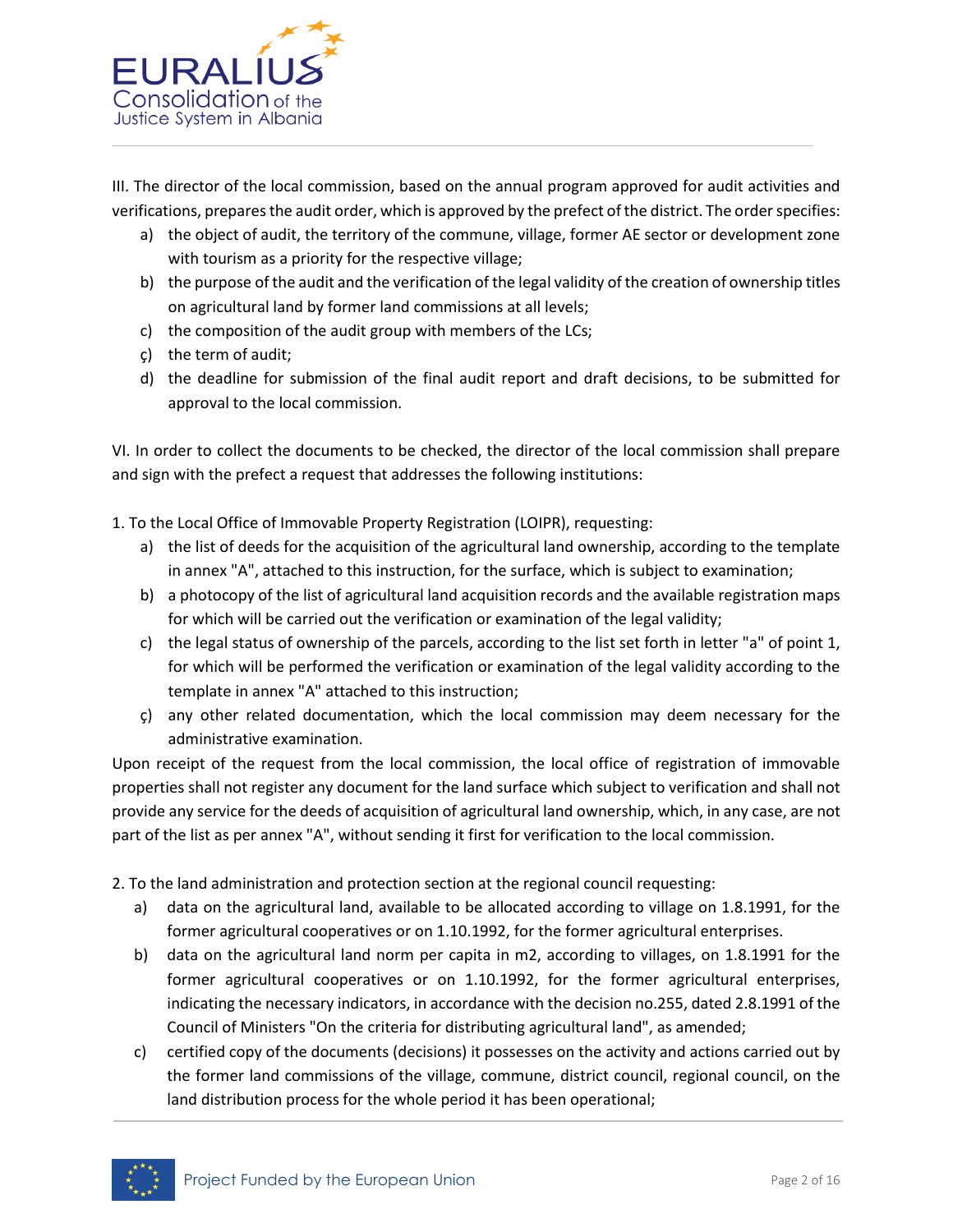III. The director of the local commission, based on the annual program approved for audit activities and verifications, prepares the audit order, which is approved by the prefect of the district. The order specifies:

a) the object of audit, the territory of the commune, village, former AE sector or development zone with tourism as a priority for the respective village;
b) the purpose of the audit and the verification of the legal validity of the creation of ownership titles on agricultural land by former land commissions at all levels;
c) the composition of the audit group with members of the LCs;
ç) the term of audit;
d) the deadline for submission of the final audit report and draft decisions, to be submitted for approval to the local commission.

VI. In order to collect the documents to be checked, the director of the local commission shall prepare and sign with the prefect a request that addresses the following institutions:

1. To the Local Office of Immovable Property Registration (LOIPR), requesting:

a) the list of deeds for the acquisition of the agricultural land ownership, according to the template in annex "A", attached to this instruction, for the surface, which is subject to examination;
b) a photocopy of the list of agricultural land acquisition records and the available registration maps for which will be carried out the verification or examination of the legal validity;
c) the legal status of ownership of the parcels, according to the list set forth in letter "a" of point 1, for which will be performed the verification or examination of the legal validity according to the template in annex "A" attached to this instruction;
ç) any other related documentation, which the local commission may deem necessary for the administrative examination.

Upon receipt of the request from the local commission, the local office of registration of immovable properties shall not register any document for the land surface which subject to verification and shall not provide any service for the deeds of acquisition of agricultural land ownership, which, in any case, are not part of the list as per annex "A", without sending it first for verification to the local commission.

2. To the land administration and protection section at the regional council requesting:

a) data on the agricultural land, available to be allocated according to village on 1.8.1991, for the former agricultural cooperatives or on 1.10.1992, for the former agricultural enterprises.
b) data on the agricultural land norm per capita in m2, according to villages, on 1.8.1991 for the former agricultural cooperatives or on 1.10.1992, for the former agricultural enterprises, indicating the necessary indicators, in accordance with the decision no.255, dated 2.8.1991 of the Council of Ministers "On the criteria for distributing agricultural land", as amended;
c) certified copy of the documents (decisions) it possesses on the activity and actions carried out by the former land commissions of the village, commune, district council, regional council, on the land distribution process for the whole period it has been operational;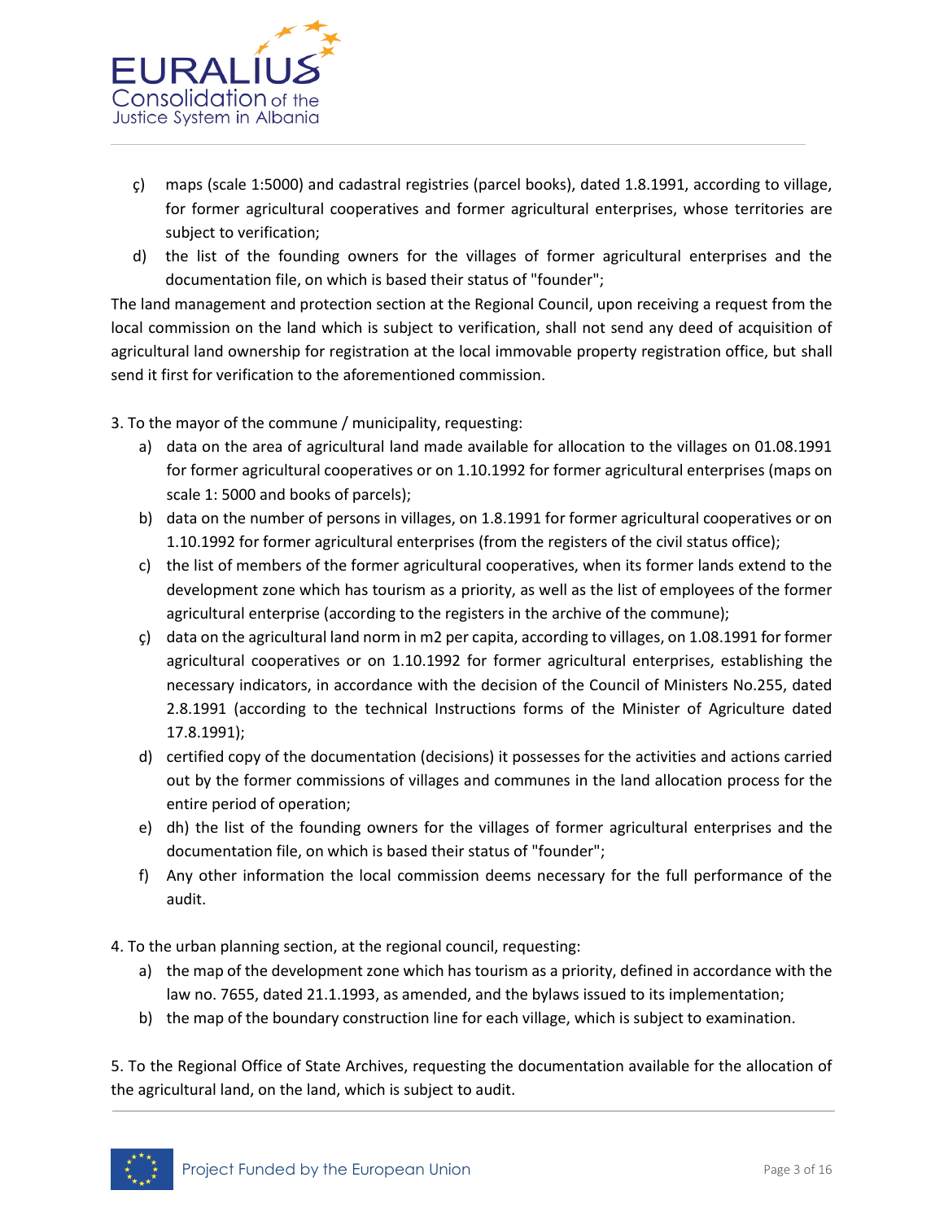ç) maps (scale 1:5000) and cadastral registries (parcel books), dated 1.8.1991, according to village, for former agricultural cooperatives and former agricultural enterprises, whose territories are subject to verification;

d) the list of the founding owners for the villages of former agricultural enterprises and the documentation file, on which is based their status of "founder";

The land management and protection section at the Regional Council, upon receiving a request from the local commission on the land which is subject to verification, shall not send any deed of acquisition of agricultural land ownership for registration at the local immovable property registration office, but shall send it first for verification to the aforementioned commission.

3. To the mayor of the commune / municipality, requesting:

a) data on the area of agricultural land made available for allocation to the villages on 01.08.1991 for former agricultural cooperatives or on 1.10.1992 for former agricultural enterprises (maps on scale 1: 5000 and books of parcels);

b) data on the number of persons in villages, on 1.8.1991 for former agricultural cooperatives or on 1.10.1992 for former agricultural enterprises (from the registers of the civil status office);

c) the list of members of the former agricultural cooperatives, when its former lands extend to the development zone which has tourism as a priority, as well as the list of employees of the former agricultural enterprise (according to the registers in the archive of the commune);

ç) data on the agricultural land norm in m2 per capita, according to villages, on 1.08.1991 for former agricultural cooperatives or on 1.10.1992 for former agricultural enterprises, establishing the necessary indicators, in accordance with the decision of the Council of Ministers No.255, dated 2.8.1991 (according to the technical Instructions forms of the Minister of Agriculture dated 17.8.1991);

d) certified copy of the documentation (decisions) it possesses for the activities and actions carried out by the former commissions of villages and communes in the land allocation process for the entire period of operation;

e) dh) the list of the founding owners for the villages of former agricultural enterprises and the documentation file, on which is based their status of "founder";

f) Any other information the local commission deems necessary for the full performance of the audit.

4. To the urban planning section, at the regional council, requesting:

a) the map of the development zone which has tourism as a priority, defined in accordance with the law no. 7655, dated 21.1.1993, as amended, and the bylaws issued to its implementation;

b) the map of the boundary construction line for each village, which is subject to examination.

5. To the Regional Office of State Archives, requesting the documentation available for the allocation of the agricultural land, on the land, which is subject to audit.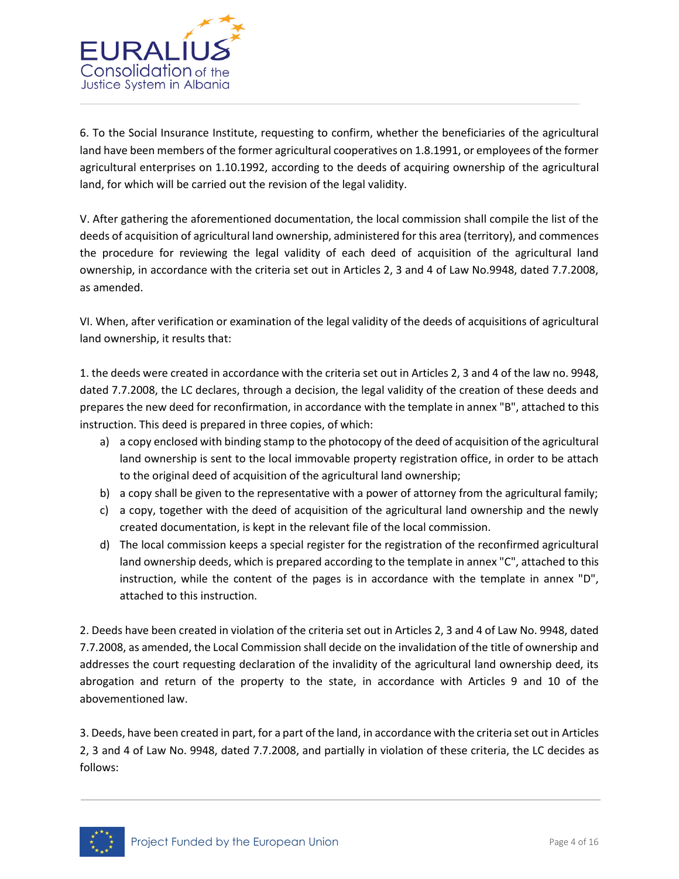6. To the Social Insurance Institute, requesting to confirm, whether the beneficiaries of the agricultural land have been members of the former agricultural cooperatives on 1.8.1991, or employees of the former agricultural enterprises on 1.10.1992, according to the deeds of acquiring ownership of the agricultural land, for which will be carried out the revision of the legal validity.

V. After gathering the aforementioned documentation, the local commission shall compile the list of the deeds of acquisition of agricultural land ownership, administered for this area (territory), and commences the procedure for reviewing the legal validity of each deed of acquisition of the agricultural land ownership, in accordance with the criteria set out in Articles 2, 3 and 4 of Law No.9948, dated 7.7.2008, as amended.

VI. When, after verification or examination of the legal validity of the deeds of acquisitions of agricultural land ownership, it results that:

1. the deeds were created in accordance with the criteria set out in Articles 2, 3 and 4 of the law no. 9948, dated 7.7.2008, the LC declares, through a decision, the legal validity of the creation of these deeds and prepares the new deed for reconfirmation, in accordance with the template in annex "B", attached to this instruction. This deed is prepared in three copies, of which:

a) a copy enclosed with binding stamp to the photocopy of the deed of acquisition of the agricultural land ownership is sent to the local immovable property registration office, in order to be attach to the original deed of acquisition of the agricultural land ownership;
b) a copy shall be given to the representative with a power of attorney from the agricultural family;
c) a copy, together with the deed of acquisition of the agricultural land ownership and the newly created documentation, is kept in the relevant file of the local commission.
d) The local commission keeps a special register for the registration of the reconfirmed agricultural land ownership deeds, which is prepared according to the template in annex "C", attached to this instruction, while the content of the pages is in accordance with the template in annex "D", attached to this instruction.

2. Deeds have been created in violation of the criteria set out in Articles 2, 3 and 4 of Law No. 9948, dated 7.7.2008, as amended, the Local Commission shall decide on the invalidation of the title of ownership and addresses the court requesting declaration of the invalidity of the agricultural land ownership deed, its abrogation and return of the property to the state, in accordance with Articles 9 and 10 of the abovementioned law.

3. Deeds, have been created in part, for a part of the land, in accordance with the criteria set out in Articles 2, 3 and 4 of Law No. 9948, dated 7.7.2008, and partially in violation of these criteria, the LC decides as follows: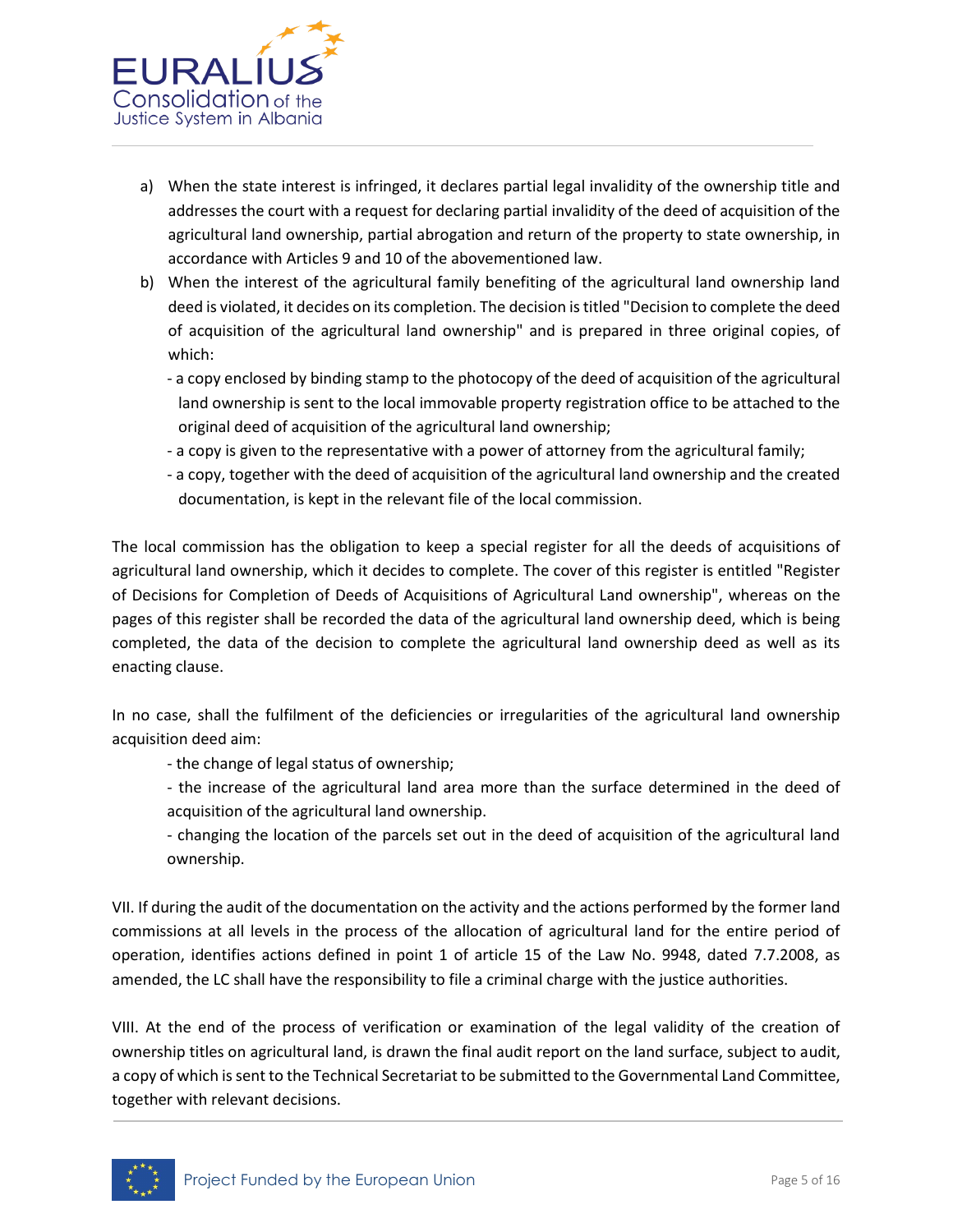a) When the state interest is infringed, it declares partial legal invalidity of the ownership title and addresses the court with a request for declaring partial invalidity of the deed of acquisition of the agricultural land ownership, partial abrogation and return of the property to state ownership, in accordance with Articles 9 and 10 of the abovementioned law.

b) When the interest of the agricultural family benefiting of the agricultural land ownership land deed is violated, it decides on its completion. The decision is titled "Decision to complete the deed of acquisition of the agricultural land ownership" and is prepared in three original copies, of which:
   - a copy enclosed by binding stamp to the photocopy of the deed of acquisition of the agricultural land ownership is sent to the local immovable property registration office to be attached to the original deed of acquisition of the agricultural land ownership;
   - a copy is given to the representative with a power of attorney from the agricultural family;
   - a copy, together with the deed of acquisition of the agricultural land ownership and the created documentation, is kept in the relevant file of the local commission.

The local commission has the obligation to keep a special register for all the deeds of acquisitions of agricultural land ownership, which it decides to complete. The cover of this register is entitled "Register of Decisions for Completion of Deeds of Acquisitions of Agricultural Land ownership", whereas on the pages of this register shall be recorded the data of the agricultural land ownership deed, which is being completed, the data of the decision to complete the agricultural land ownership deed as well as its enacting clause.

In no case, shall the fulfilment of the deficiencies or irregularities of the agricultural land ownership acquisition deed aim:

- the change of legal status of ownership;
- the increase of the agricultural land area more than the surface determined in the deed of acquisition of the agricultural land ownership.
- changing the location of the parcels set out in the deed of acquisition of the agricultural land ownership.

VII. If during the audit of the documentation on the activity and the actions performed by the former land commissions at all levels in the process of the allocation of agricultural land for the entire period of operation, identifies actions defined in point 1 of article 15 of the Law No. 9948, dated 7.7.2008, as amended, the LC shall have the responsibility to file a criminal charge with the justice authorities.

VIII. At the end of the process of verification or examination of the legal validity of the creation of ownership titles on agricultural land, is drawn the final audit report on the land surface, subject to audit, a copy of which is sent to the Technical Secretariat to be submitted to the Governmental Land Committee, together with relevant decisions.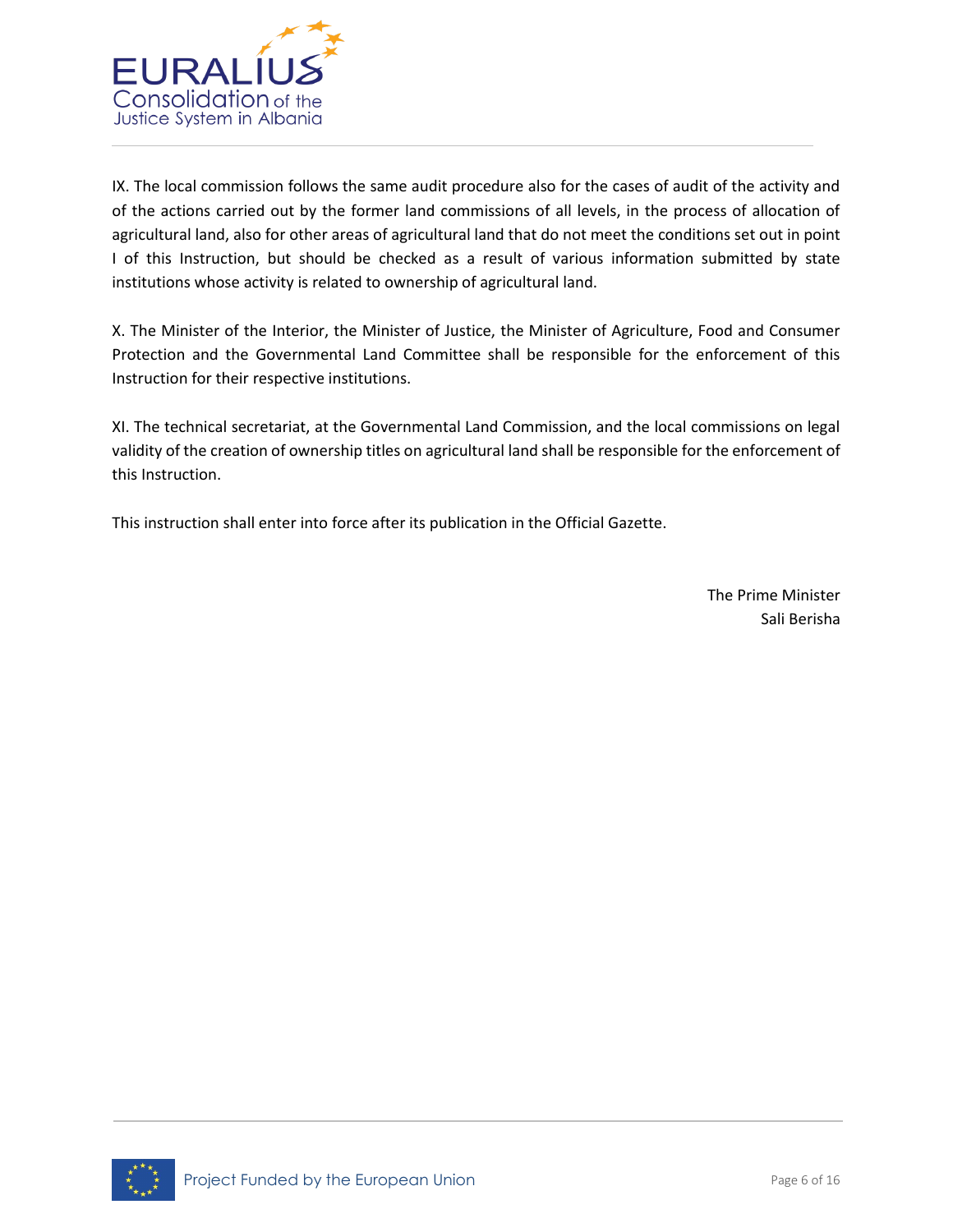IX. The local commission follows the same audit procedure also for the cases of audit of the activity and of the actions carried out by the former land commissions of all levels, in the process of allocation of agricultural land, also for other areas of agricultural land that do not meet the conditions set out in point I of this Instruction, but should be checked as a result of various information submitted by state institutions whose activity is related to ownership of agricultural land.

X. The Minister of the Interior, the Minister of Justice, the Minister of Agriculture, Food and Consumer Protection and the Governmental Land Committee shall be responsible for the enforcement of this Instruction for their respective institutions.

XI. The technical secretariat, at the Governmental Land Commission, and the local commissions on legal validity of the creation of ownership titles on agricultural land shall be responsible for the enforcement of this Instruction.

This instruction shall enter into force after its publication in the Official Gazette.

The Prime Minister
Sali Berisha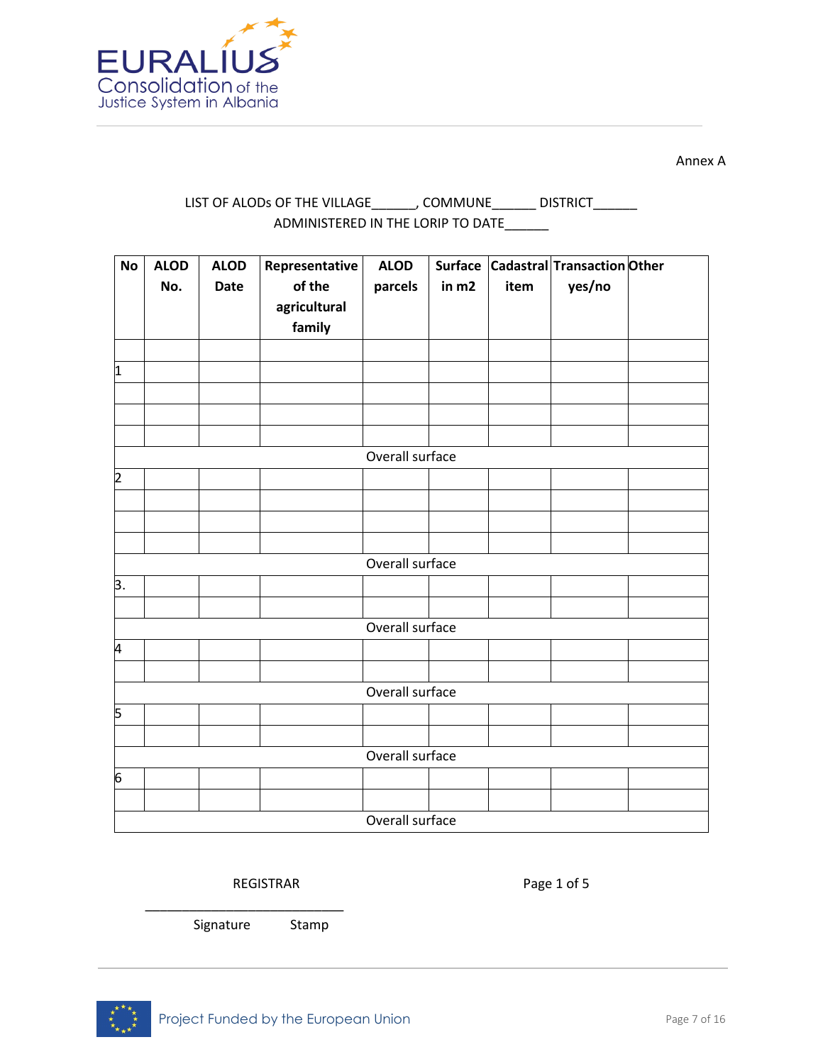Annex A

LIST OF ALODs OF THE VILLAGE______, COMMUNE______ DISTRICT______
ADMINISTERED IN THE LORIP TO DATE______

| No | ALOD No. | ALOD Date | Representative of the agricultural family | ALOD parcels | Surface in m2 | Cadastral item | Transaction yes/no | Other |
|---|---|---|---|---|---|---|---|---|
| | | | | | | | | |
| 1 | | | | | | | | |
| | | | | | | | | |
| | | | | | | | | |
| | | | | | | | | |
| Overall surface | | | | | | | | |
| 2 | | | | | | | | |
| | | | | | | | | |
| | | | | | | | | |
| | | | | | | | | |
| Overall surface | | | | | | | | |
| 3. | | | | | | | | |
| | | | | | | | | |
| Overall surface | | | | | | | | |
| 4 | | | | | | | | |
| | | | | | | | | |
| Overall surface | | | | | | | | |
| 5 | | | | | | | | |
| | | | | | | | | |
| Overall surface | | | | | | | | |
| 6 | | | | | | | | |
| | | | | | | | | |
| Overall surface | | | | | | | | |

REGISTRAR

Page 1 of 5

______________________________

Signature Stamp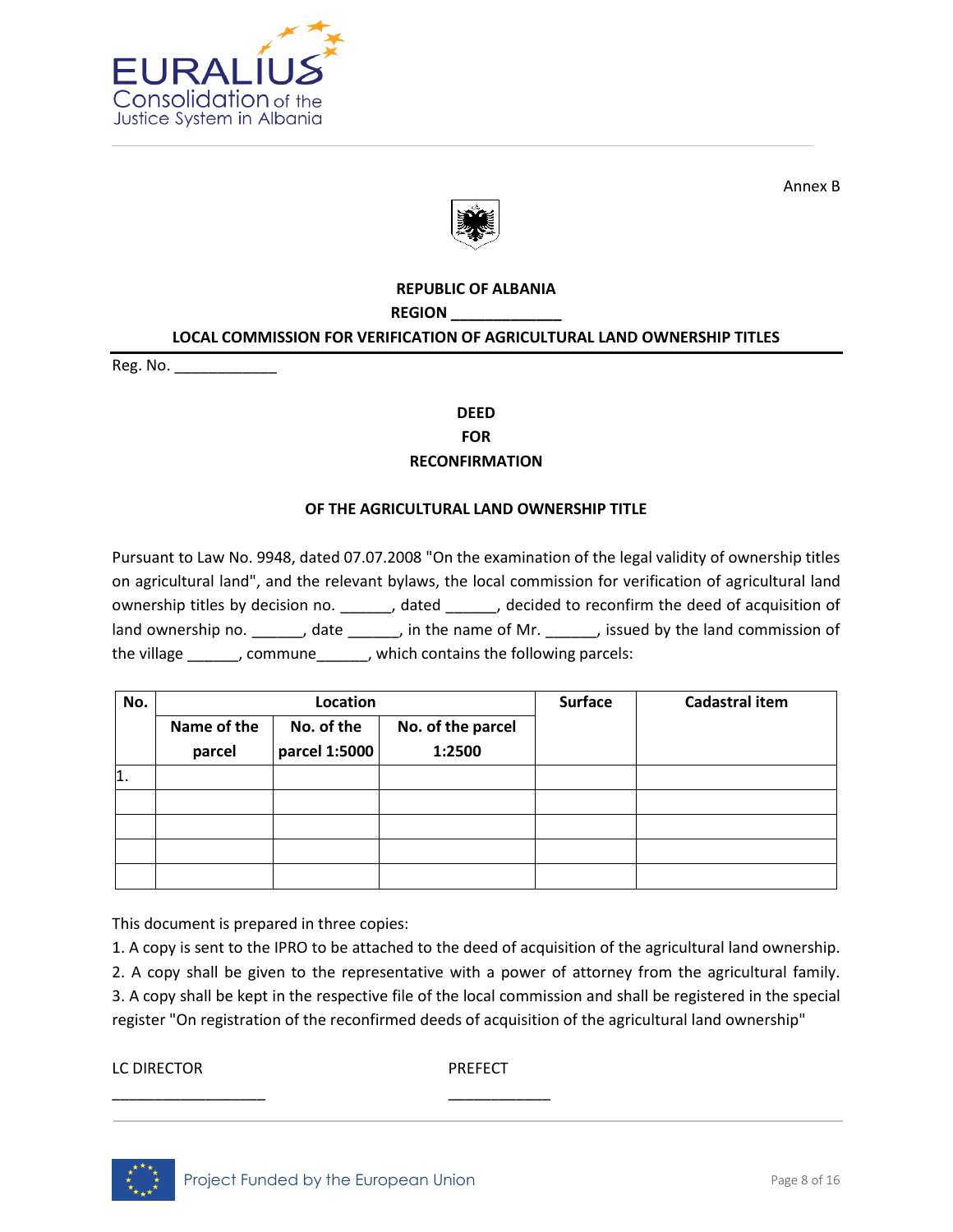Annex B

**REPUBLIC OF ALBANIA**

**REGION _____________**

**LOCAL COMMISSION FOR VERIFICATION OF AGRICULTURAL LAND OWNERSHIP TITLES**

Reg. No. ____________

**DEED**

**FOR**

**RECONFIRMATION**

**OF THE AGRICULTURAL LAND OWNERSHIP TITLE**

Pursuant to Law No. 9948, dated 07.07.2008 "On the examination of the legal validity of ownership titles on agricultural land", and the relevant bylaws, the local commission for verification of agricultural land ownership titles by decision no. ______, dated ______, decided to reconfirm the deed of acquisition of land ownership no. ______, date ______, in the name of Mr. ______, issued by the land commission of the village ______, commune______, which contains the following parcels:

| No. | Location | | | Surface | Cadastral item |
|---|---|---|---|---|---|
| | Name of the parcel | No. of the parcel 1:5000 | No. of the parcel 1:2500 | | |
| 1. | | | | | |
| | | | | | |
| | | | | | |
| | | | | | |
| | | | | | |

This document is prepared in three copies:

1. A copy is sent to the IPRO to be attached to the deed of acquisition of the agricultural land ownership.
2. A copy shall be given to the representative with a power of attorney from the agricultural family.
3. A copy shall be kept in the respective file of the local commission and shall be registered in the special register "On registration of the reconfirmed deeds of acquisition of the agricultural land ownership"

LC DIRECTOR

__________________

PREFECT

____________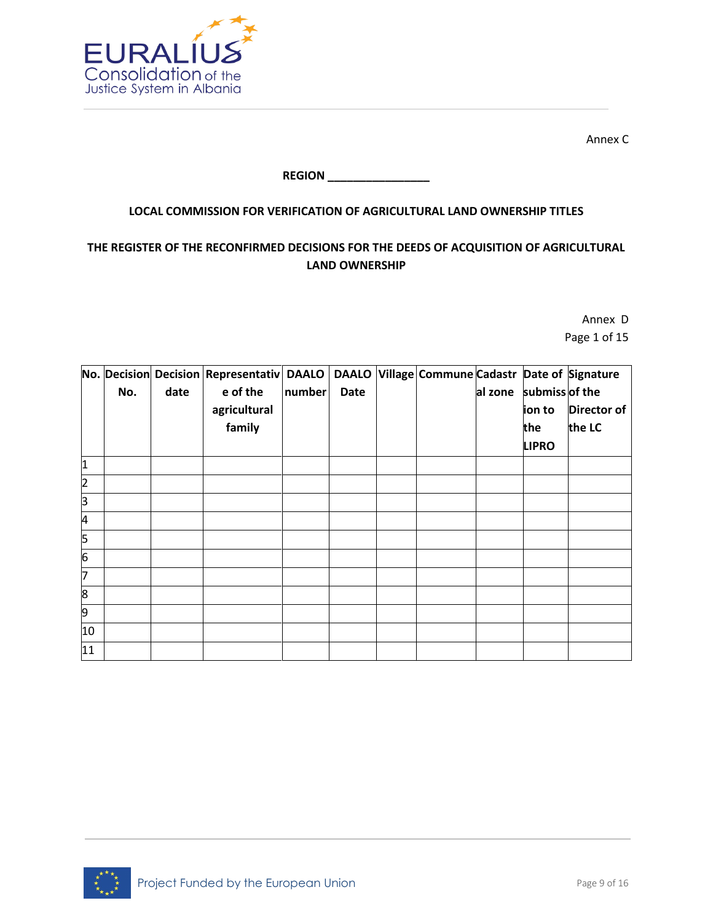Annex C

**REGION \_\_\_\_\_\_\_\_\_\_\_\_\_\_\_\_**

**LOCAL COMMISSION FOR VERIFICATION OF AGRICULTURAL LAND OWNERSHIP TITLES**

**THE REGISTER OF THE RECONFIRMED DECISIONS FOR THE DEEDS OF ACQUISITION OF AGRICULTURAL LAND OWNERSHIP**

Annex D

Page 1 of 15

| No. | Decision No. | Decision date | Representative of the agricultural family | DAALO number | DAALO Date | Village | Commune | Cadastral zone | Date of submission to the LIPRO | Signature of the Director of the LC |
|---|---|---|---|---|---|---|---|---|---|---|
| 1 | | | | | | | | | | |
| 2 | | | | | | | | | | |
| 3 | | | | | | | | | | |
| 4 | | | | | | | | | | |
| 5 | | | | | | | | | | |
| 6 | | | | | | | | | | |
| 7 | | | | | | | | | | |
| 8 | | | | | | | | | | |
| 9 | | | | | | | | | | |
| 10 | | | | | | | | | | |
| 11 | | | | | | | | | | |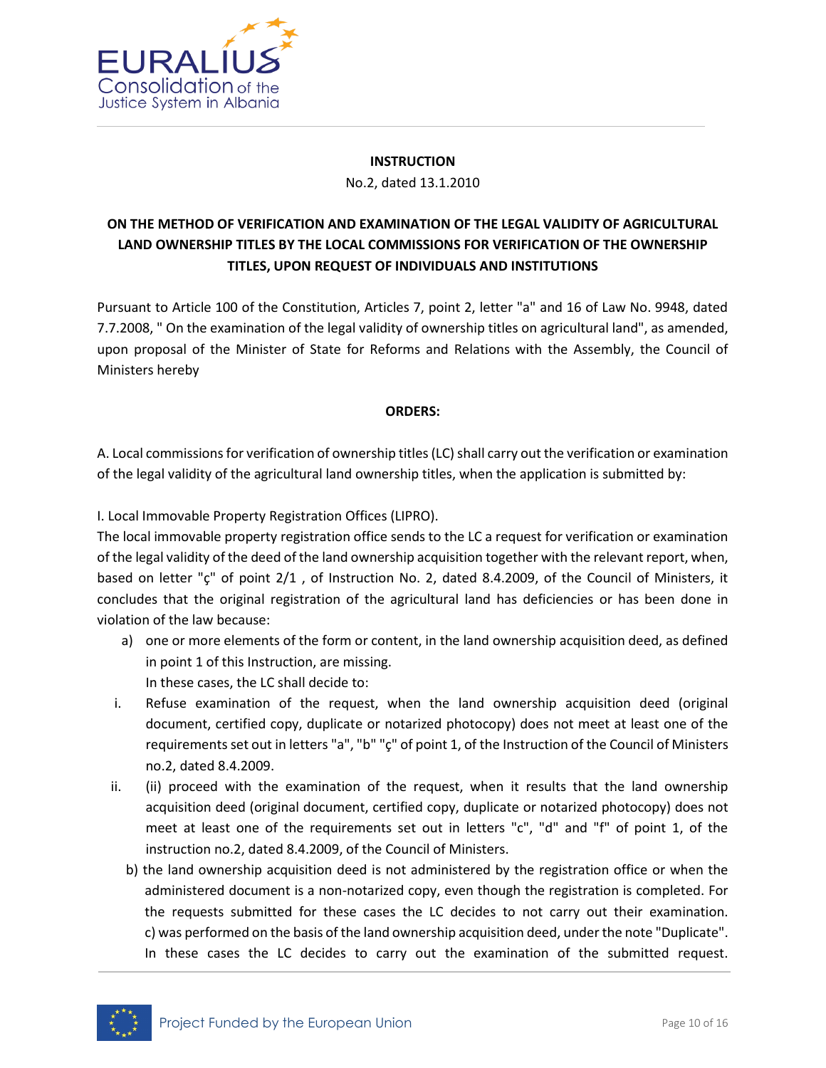**INSTRUCTION**

No.2, dated 13.1.2010

**ON THE METHOD OF VERIFICATION AND EXAMINATION OF THE LEGAL VALIDITY OF AGRICULTURAL LAND OWNERSHIP TITLES BY THE LOCAL COMMISSIONS FOR VERIFICATION OF THE OWNERSHIP TITLES, UPON REQUEST OF INDIVIDUALS AND INSTITUTIONS**

Pursuant to Article 100 of the Constitution, Articles 7, point 2, letter "a" and 16 of Law No. 9948, dated 7.7.2008, " On the examination of the legal validity of ownership titles on agricultural land", as amended, upon proposal of the Minister of State for Reforms and Relations with the Assembly, the Council of Ministers hereby

**ORDERS:**

A. Local commissions for verification of ownership titles (LC) shall carry out the verification or examination of the legal validity of the agricultural land ownership titles, when the application is submitted by:

I. Local Immovable Property Registration Offices (LIPRO).

The local immovable property registration office sends to the LC a request for verification or examination of the legal validity of the deed of the land ownership acquisition together with the relevant report, when, based on letter "ç" of point 2/1 , of Instruction No. 2, dated 8.4.2009, of the Council of Ministers, it concludes that the original registration of the agricultural land has deficiencies or has been done in violation of the law because:

a) one or more elements of the form or content, in the land ownership acquisition deed, as defined in point 1 of this Instruction, are missing.
   In these cases, the LC shall decide to:

   i. Refuse examination of the request, when the land ownership acquisition deed (original document, certified copy, duplicate or notarized photocopy) does not meet at least one of the requirements set out in letters "a", "b" "ç" of point 1, of the Instruction of the Council of Ministers no.2, dated 8.4.2009.

   ii. (ii) proceed with the examination of the request, when it results that the land ownership acquisition deed (original document, certified copy, duplicate or notarized photocopy) does not meet at least one of the requirements set out in letters "c", "d" and "f" of point 1, of the instruction no.2, dated 8.4.2009, of the Council of Ministers.

b) the land ownership acquisition deed is not administered by the registration office or when the administered document is a non-notarized copy, even though the registration is completed. For the requests submitted for these cases the LC decides to not carry out their examination.

c) was performed on the basis of the land ownership acquisition deed, under the note "Duplicate". In these cases the LC decides to carry out the examination of the submitted request.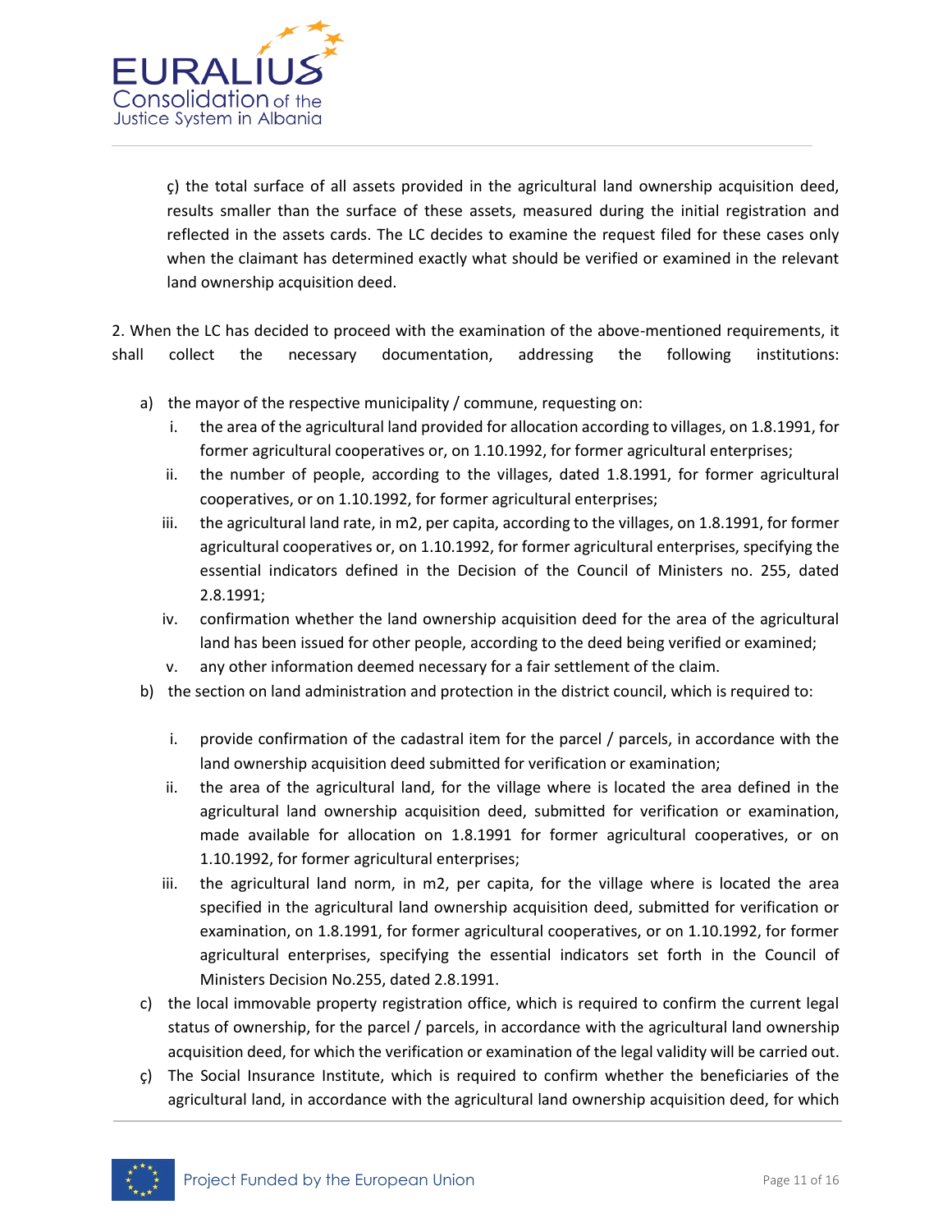ç) the total surface of all assets provided in the agricultural land ownership acquisition deed, results smaller than the surface of these assets, measured during the initial registration and reflected in the assets cards. The LC decides to examine the request filed for these cases only when the claimant has determined exactly what should be verified or examined in the relevant land ownership acquisition deed.

2. When the LC has decided to proceed with the examination of the above-mentioned requirements, it shall collect the necessary documentation, addressing the following institutions:

a) the mayor of the respective municipality / commune, requesting on:
   i. the area of the agricultural land provided for allocation according to villages, on 1.8.1991, for former agricultural cooperatives or, on 1.10.1992, for former agricultural enterprises;
   ii. the number of people, according to the villages, dated 1.8.1991, for former agricultural cooperatives, or on 1.10.1992, for former agricultural enterprises;
   iii. the agricultural land rate, in m2, per capita, according to the villages, on 1.8.1991, for former agricultural cooperatives or, on 1.10.1992, for former agricultural enterprises, specifying the essential indicators defined in the Decision of the Council of Ministers no. 255, dated 2.8.1991;
   iv. confirmation whether the land ownership acquisition deed for the area of the agricultural land has been issued for other people, according to the deed being verified or examined;
   v. any other information deemed necessary for a fair settlement of the claim.

b) the section on land administration and protection in the district council, which is required to:
   i. provide confirmation of the cadastral item for the parcel / parcels, in accordance with the land ownership acquisition deed submitted for verification or examination;
   ii. the area of the agricultural land, for the village where is located the area defined in the agricultural land ownership acquisition deed, submitted for verification or examination, made available for allocation on 1.8.1991 for former agricultural cooperatives, or on 1.10.1992, for former agricultural enterprises;
   iii. the agricultural land norm, in m2, per capita, for the village where is located the area specified in the agricultural land ownership acquisition deed, submitted for verification or examination, on 1.8.1991, for former agricultural cooperatives, or on 1.10.1992, for former agricultural enterprises, specifying the essential indicators set forth in the Council of Ministers Decision No.255, dated 2.8.1991.

c) the local immovable property registration office, which is required to confirm the current legal status of ownership, for the parcel / parcels, in accordance with the agricultural land ownership acquisition deed, for which the verification or examination of the legal validity will be carried out.

ç) The Social Insurance Institute, which is required to confirm whether the beneficiaries of the agricultural land, in accordance with the agricultural land ownership acquisition deed, for which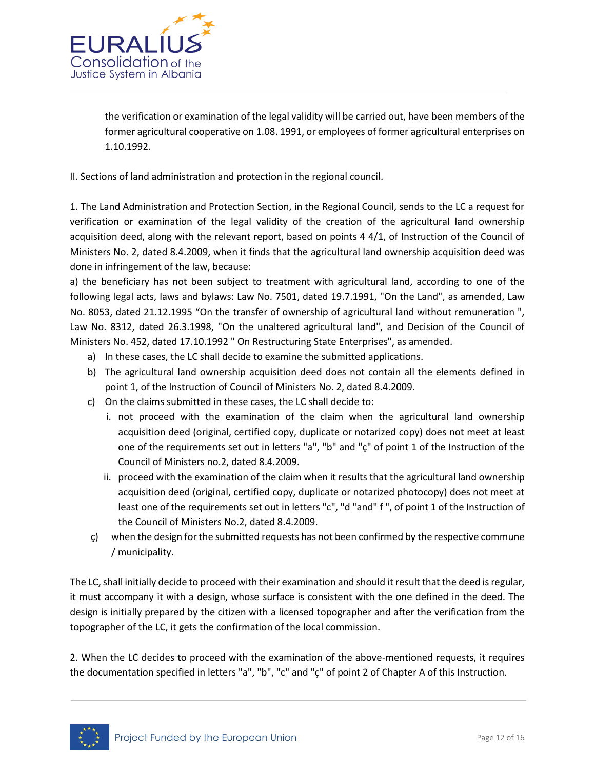the verification or examination of the legal validity will be carried out, have been members of the former agricultural cooperative on 1.08. 1991, or employees of former agricultural enterprises on 1.10.1992.

II. Sections of land administration and protection in the regional council.

1. The Land Administration and Protection Section, in the Regional Council, sends to the LC a request for verification or examination of the legal validity of the creation of the agricultural land ownership acquisition deed, along with the relevant report, based on points 4 4/1, of Instruction of the Council of Ministers No. 2, dated 8.4.2009, when it finds that the agricultural land ownership acquisition deed was done in infringement of the law, because:

a) the beneficiary has not been subject to treatment with agricultural land, according to one of the following legal acts, laws and bylaws: Law No. 7501, dated 19.7.1991, "On the Land", as amended, Law No. 8053, dated 21.12.1995 "On the transfer of ownership of agricultural land without remuneration ", Law No. 8312, dated 26.3.1998, "On the unaltered agricultural land", and Decision of the Council of Ministers No. 452, dated 17.10.1992 " On Restructuring State Enterprises", as amended.

a) In these cases, the LC shall decide to examine the submitted applications.
b) The agricultural land ownership acquisition deed does not contain all the elements defined in point 1, of the Instruction of Council of Ministers No. 2, dated 8.4.2009.
c) On the claims submitted in these cases, the LC shall decide to:
   i. not proceed with the examination of the claim when the agricultural land ownership acquisition deed (original, certified copy, duplicate or notarized copy) does not meet at least one of the requirements set out in letters "a", "b" and "ç" of point 1 of the Instruction of the Council of Ministers no.2, dated 8.4.2009.
   ii. proceed with the examination of the claim when it results that the agricultural land ownership acquisition deed (original, certified copy, duplicate or notarized photocopy) does not meet at least one of the requirements set out in letters "c", "d "and" f ", of point 1 of the Instruction of the Council of Ministers No.2, dated 8.4.2009.

ç) when the design for the submitted requests has not been confirmed by the respective commune / municipality.

The LC, shall initially decide to proceed with their examination and should it result that the deed is regular, it must accompany it with a design, whose surface is consistent with the one defined in the deed. The design is initially prepared by the citizen with a licensed topographer and after the verification from the topographer of the LC, it gets the confirmation of the local commission.

2. When the LC decides to proceed with the examination of the above-mentioned requests, it requires the documentation specified in letters "a", "b", "c" and "ç" of point 2 of Chapter A of this Instruction.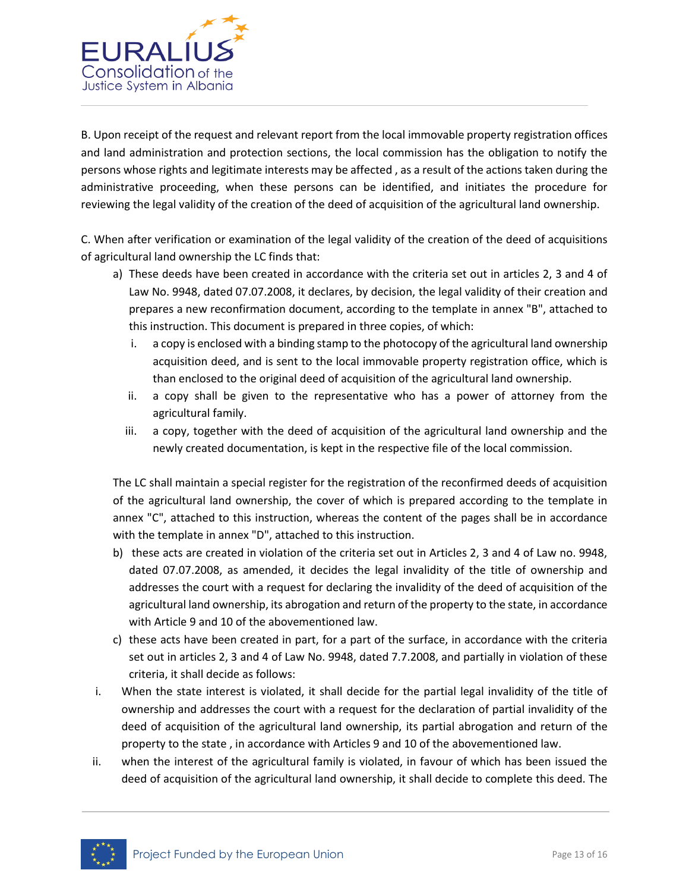B. Upon receipt of the request and relevant report from the local immovable property registration offices and land administration and protection sections, the local commission has the obligation to notify the persons whose rights and legitimate interests may be affected , as a result of the actions taken during the administrative proceeding, when these persons can be identified, and initiates the procedure for reviewing the legal validity of the creation of the deed of acquisition of the agricultural land ownership.

C. When after verification or examination of the legal validity of the creation of the deed of acquisitions of agricultural land ownership the LC finds that:

a) These deeds have been created in accordance with the criteria set out in articles 2, 3 and 4 of Law No. 9948, dated 07.07.2008, it declares, by decision, the legal validity of their creation and prepares a new reconfirmation document, according to the template in annex "B", attached to this instruction. This document is prepared in three copies, of which:
   i. a copy is enclosed with a binding stamp to the photocopy of the agricultural land ownership acquisition deed, and is sent to the local immovable property registration office, which is than enclosed to the original deed of acquisition of the agricultural land ownership.
   ii. a copy shall be given to the representative who has a power of attorney from the agricultural family.
   iii. a copy, together with the deed of acquisition of the agricultural land ownership and the newly created documentation, is kept in the respective file of the local commission.

   The LC shall maintain a special register for the registration of the reconfirmed deeds of acquisition of the agricultural land ownership, the cover of which is prepared according to the template in annex "C", attached to this instruction, whereas the content of the pages shall be in accordance with the template in annex "D", attached to this instruction.

b) these acts are created in violation of the criteria set out in Articles 2, 3 and 4 of Law no. 9948, dated 07.07.2008, as amended, it decides the legal invalidity of the title of ownership and addresses the court with a request for declaring the invalidity of the deed of acquisition of the agricultural land ownership, its abrogation and return of the property to the state, in accordance with Article 9 and 10 of the abovementioned law.

c) these acts have been created in part, for a part of the surface, in accordance with the criteria set out in articles 2, 3 and 4 of Law No. 9948, dated 7.7.2008, and partially in violation of these criteria, it shall decide as follows:

   i. When the state interest is violated, it shall decide for the partial legal invalidity of the title of ownership and addresses the court with a request for the declaration of partial invalidity of the deed of acquisition of the agricultural land ownership, its partial abrogation and return of the property to the state , in accordance with Articles 9 and 10 of the abovementioned law.
   ii. when the interest of the agricultural family is violated, in favour of which has been issued the deed of acquisition of the agricultural land ownership, it shall decide to complete this deed. The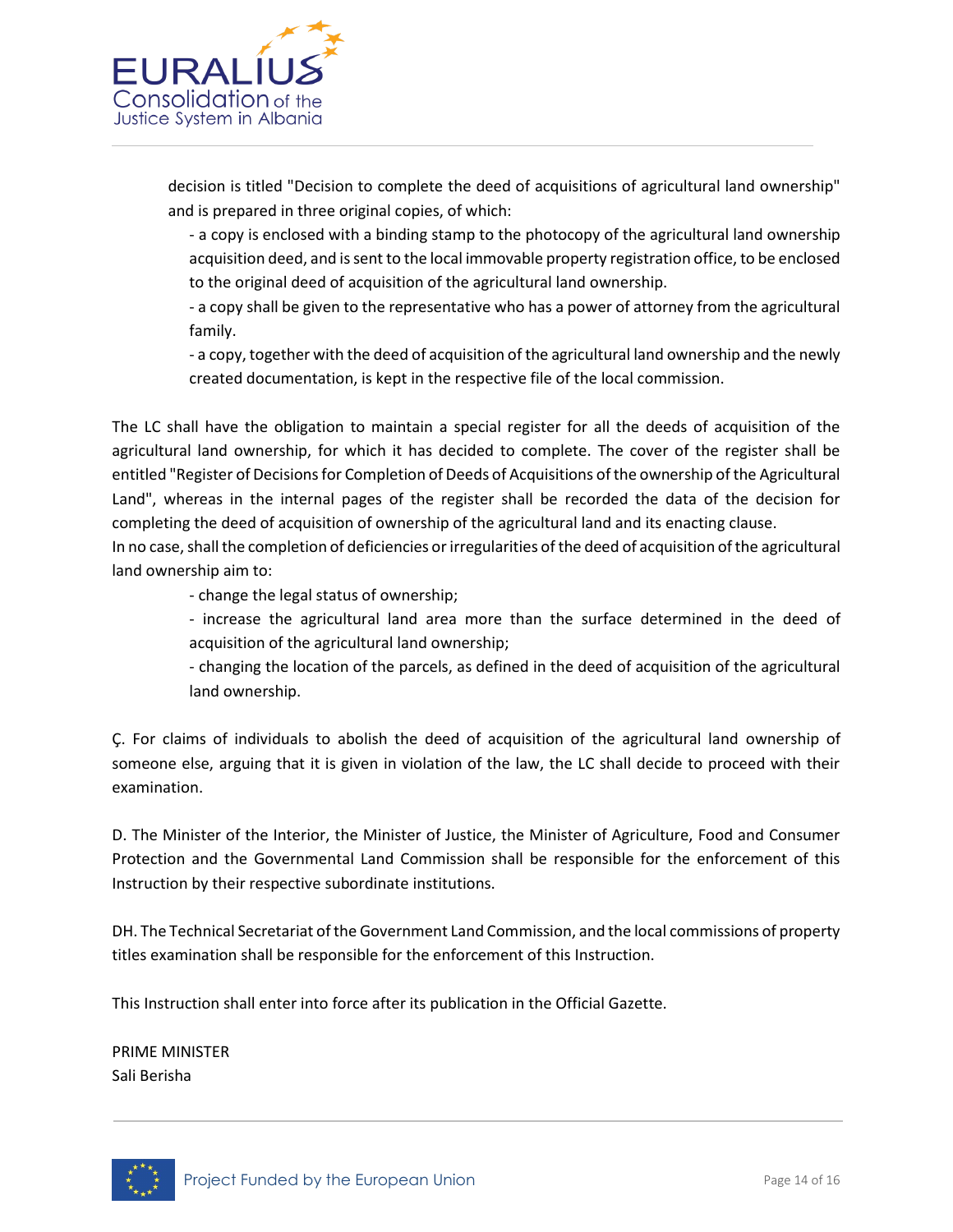decision is titled "Decision to complete the deed of acquisitions of agricultural land ownership" and is prepared in three original copies, of which:

- a copy is enclosed with a binding stamp to the photocopy of the agricultural land ownership acquisition deed, and is sent to the local immovable property registration office, to be enclosed to the original deed of acquisition of the agricultural land ownership.
- a copy shall be given to the representative who has a power of attorney from the agricultural family.
- a copy, together with the deed of acquisition of the agricultural land ownership and the newly created documentation, is kept in the respective file of the local commission.

The LC shall have the obligation to maintain a special register for all the deeds of acquisition of the agricultural land ownership, for which it has decided to complete. The cover of the register shall be entitled "Register of Decisions for Completion of Deeds of Acquisitions of the ownership of the Agricultural Land", whereas in the internal pages of the register shall be recorded the data of the decision for completing the deed of acquisition of ownership of the agricultural land and its enacting clause.
In no case, shall the completion of deficiencies or irregularities of the deed of acquisition of the agricultural land ownership aim to:

- change the legal status of ownership;
- increase the agricultural land area more than the surface determined in the deed of acquisition of the agricultural land ownership;
- changing the location of the parcels, as defined in the deed of acquisition of the agricultural land ownership.

Ç. For claims of individuals to abolish the deed of acquisition of the agricultural land ownership of someone else, arguing that it is given in violation of the law, the LC shall decide to proceed with their examination.

D. The Minister of the Interior, the Minister of Justice, the Minister of Agriculture, Food and Consumer Protection and the Governmental Land Commission shall be responsible for the enforcement of this Instruction by their respective subordinate institutions.

DH. The Technical Secretariat of the Government Land Commission, and the local commissions of property titles examination shall be responsible for the enforcement of this Instruction.

This Instruction shall enter into force after its publication in the Official Gazette.

PRIME MINISTER
Sali Berisha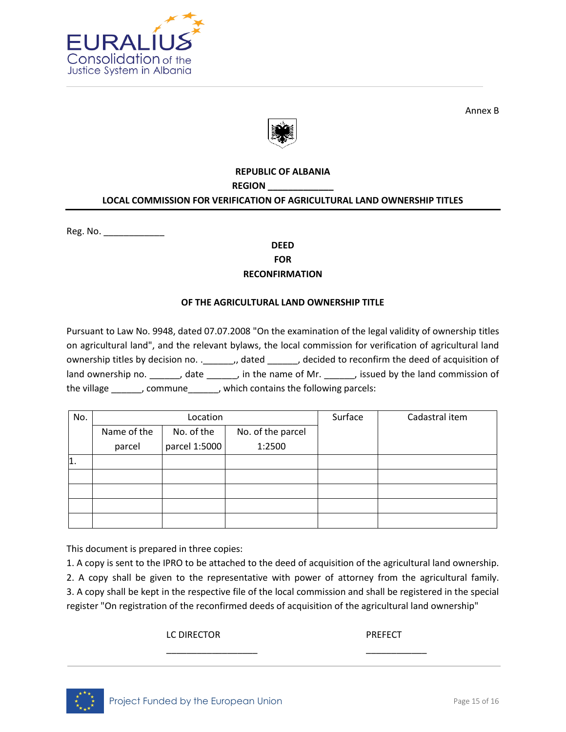Annex B

**REPUBLIC OF ALBANIA**

**REGION _____________**

**LOCAL COMMISSION FOR VERIFICATION OF AGRICULTURAL LAND OWNERSHIP TITLES**

Reg. No. ____________

**DEED**

**FOR**

**RECONFIRMATION**

**OF THE AGRICULTURAL LAND OWNERSHIP TITLE**

Pursuant to Law No. 9948, dated 07.07.2008 "On the examination of the legal validity of ownership titles on agricultural land", and the relevant bylaws, the local commission for verification of agricultural land ownership titles by decision no. .______,, dated ______, decided to reconfirm the deed of acquisition of land ownership no. ______, date ______, in the name of Mr. ______, issued by the land commission of the village ______, commune______, which contains the following parcels:

| No. | Location | | | Surface | Cadastral item |
|---|---|---|---|---|---|
| | Name of the parcel | No. of the parcel 1:5000 | No. of the parcel 1:2500 | | |
| 1. | | | | | |
| | | | | | |
| | | | | | |
| | | | | | |
| | | | | | |

This document is prepared in three copies:

1. A copy is sent to the IPRO to be attached to the deed of acquisition of the agricultural land ownership.
2. A copy shall be given to the representative with power of attorney from the agricultural family.
3. A copy shall be kept in the respective file of the local commission and shall be registered in the special register "On registration of the reconfirmed deeds of acquisition of the agricultural land ownership"

LC DIRECTOR

__________________

PREFECT

____________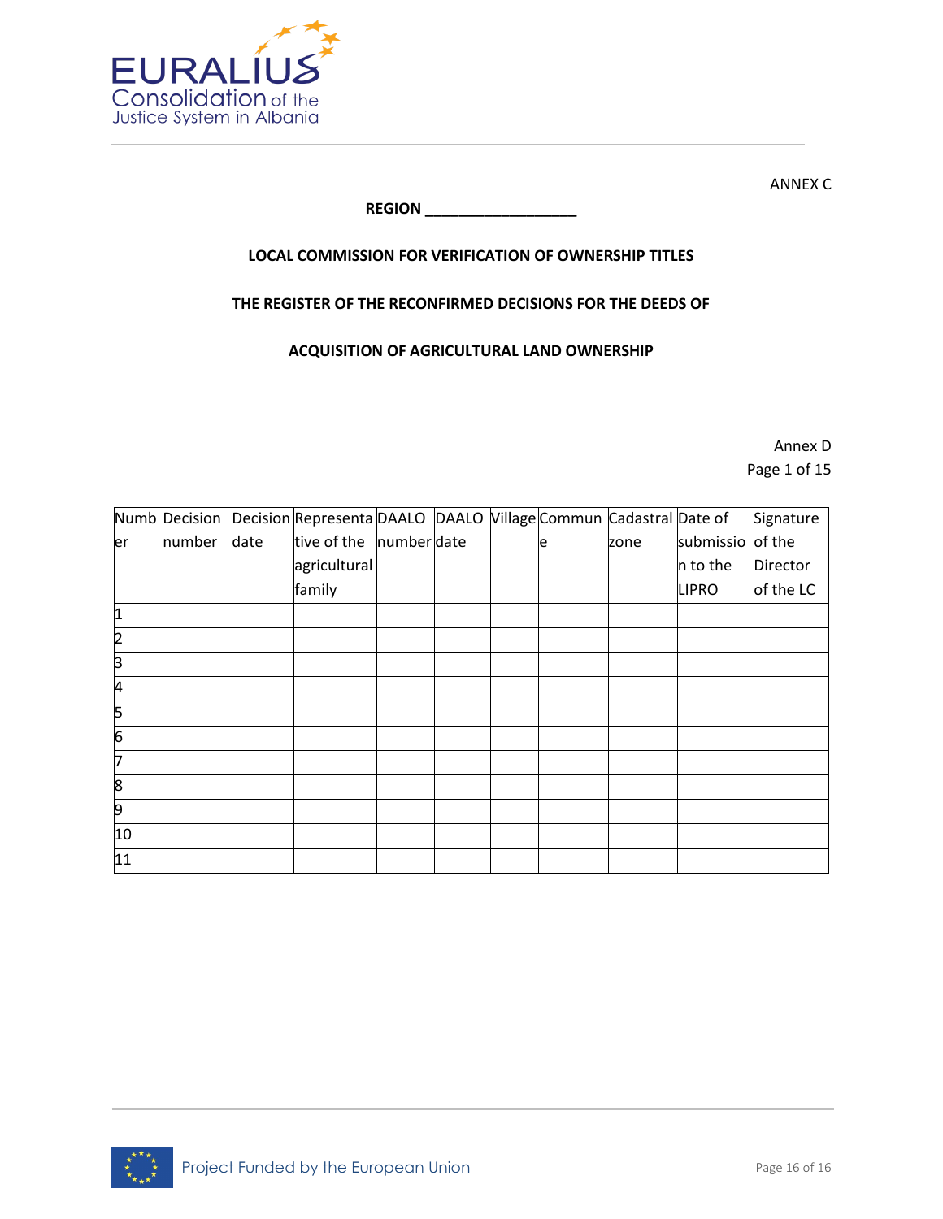ANNEX C

**REGION \_\_\_\_\_\_\_\_\_\_\_\_\_\_\_\_\_\_**

**LOCAL COMMISSION FOR VERIFICATION OF OWNERSHIP TITLES**

**THE REGISTER OF THE RECONFIRMED DECISIONS FOR THE DEEDS OF**

**ACQUISITION OF AGRICULTURAL LAND OWNERSHIP**

Annex D
Page 1 of 15

| Number | Decision number | Decision date | Representative of the agricultural family | DAALO number | DAALO date | Village | Commune | Cadastral zone | Date of submission to the LIPRO | Signature of the Director of the LC |
|---|---|---|---|---|---|---|---|---|---|---|
| 1 | | | | | | | | | | |
| 2 | | | | | | | | | | |
| 3 | | | | | | | | | | |
| 4 | | | | | | | | | | |
| 5 | | | | | | | | | | |
| 6 | | | | | | | | | | |
| 7 | | | | | | | | | | |
| 8 | | | | | | | | | | |
| 9 | | | | | | | | | | |
| 10 | | | | | | | | | | |
| 11 | | | | | | | | | | |